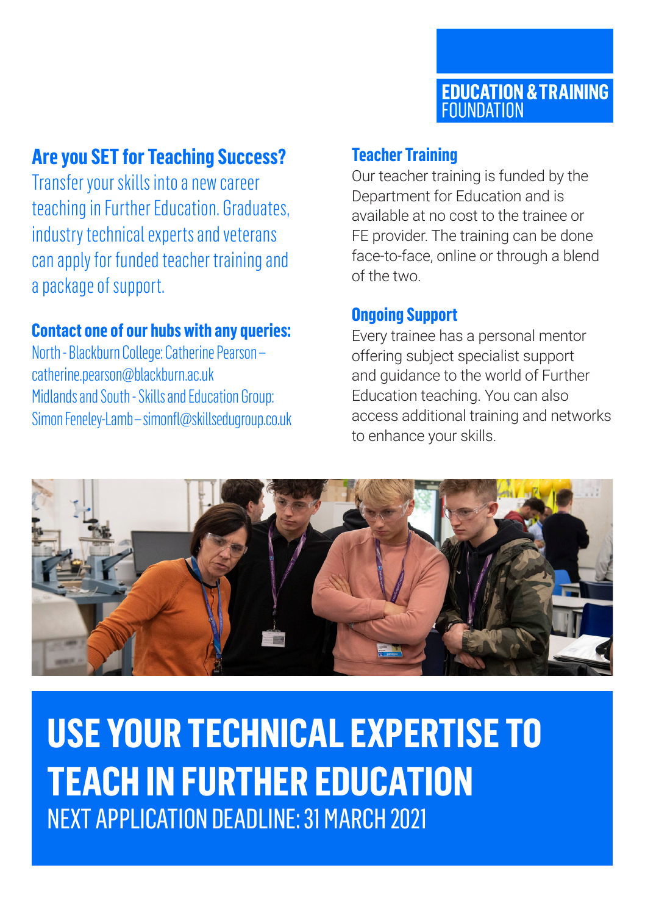EDUCATION & TRAINING FOUNDATION

## Are you SET for Teaching Success?

Transfer your skills into a new career teaching in Further Education. Graduates, industry technical experts and veterans can apply for funded teacher training and a package of support.

### Contact one of our hubs with any queries:

North - Blackburn College: Catherine Pearson – catherine.pearson@blackburn.ac.uk
Midlands and South - Skills and Education Group: Simon Feneley-Lamb – simonfl@skillsedugroup.co.uk

### Teacher Training

Our teacher training is funded by the Department for Education and is available at no cost to the trainee or FE provider. The training can be done face-to-face, online or through a blend of the two.

### Ongoing Support

Every trainee has a personal mentor offering subject specialist support and guidance to the world of Further Education teaching. You can also access additional training and networks to enhance your skills.

# USE YOUR TECHNICAL EXPERTISE TO TEACH IN FURTHER EDUCATION

NEXT APPLICATION DEADLINE: 31 MARCH 2021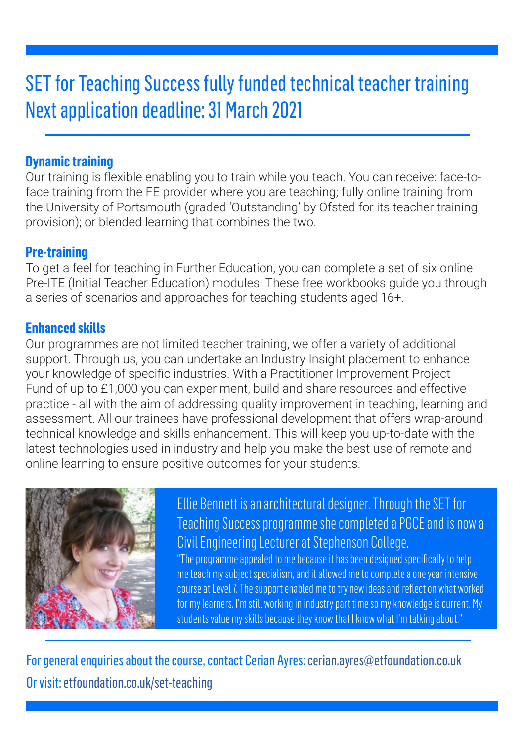# SET for Teaching Success fully funded technical teacher training
# Next application deadline: 31 March 2021

### Dynamic training

Our training is flexible enabling you to train while you teach. You can receive: face-to-face training from the FE provider where you are teaching; fully online training from the University of Portsmouth (graded 'Outstanding' by Ofsted for its teacher training provision); or blended learning that combines the two.

### Pre-training

To get a feel for teaching in Further Education, you can complete a set of six online Pre-ITE (Initial Teacher Education) modules. These free workbooks guide you through a series of scenarios and approaches for teaching students aged 16+.

### Enhanced skills

Our programmes are not limited teacher training, we offer a variety of additional support. Through us, you can undertake an Industry Insight placement to enhance your knowledge of specific industries. With a Practitioner Improvement Project Fund of up to £1,000 you can experiment, build and share resources and effective practice - all with the aim of addressing quality improvement in teaching, learning and assessment. All our trainees have professional development that offers wrap-around technical knowledge and skills enhancement. This will keep you up-to-date with the latest technologies used in industry and help you make the best use of remote and online learning to ensure positive outcomes for your students.

Ellie Bennett is an architectural designer. Through the SET for Teaching Success programme she completed a PGCE and is now a Civil Engineering Lecturer at Stephenson College.

"The programme appealed to me because it has been designed specifically to help me teach my subject specialism, and it allowed me to complete a one year intensive course at Level 7. The support enabled me to try new ideas and reflect on what worked for my learners. I'm still working in industry part time so my knowledge is current. My students value my skills because they know that I know what I'm talking about."

For general enquiries about the course, contact Cerian Ayres: cerian.ayres@etfoundation.co.uk

Or visit: etfoundation.co.uk/set-teaching